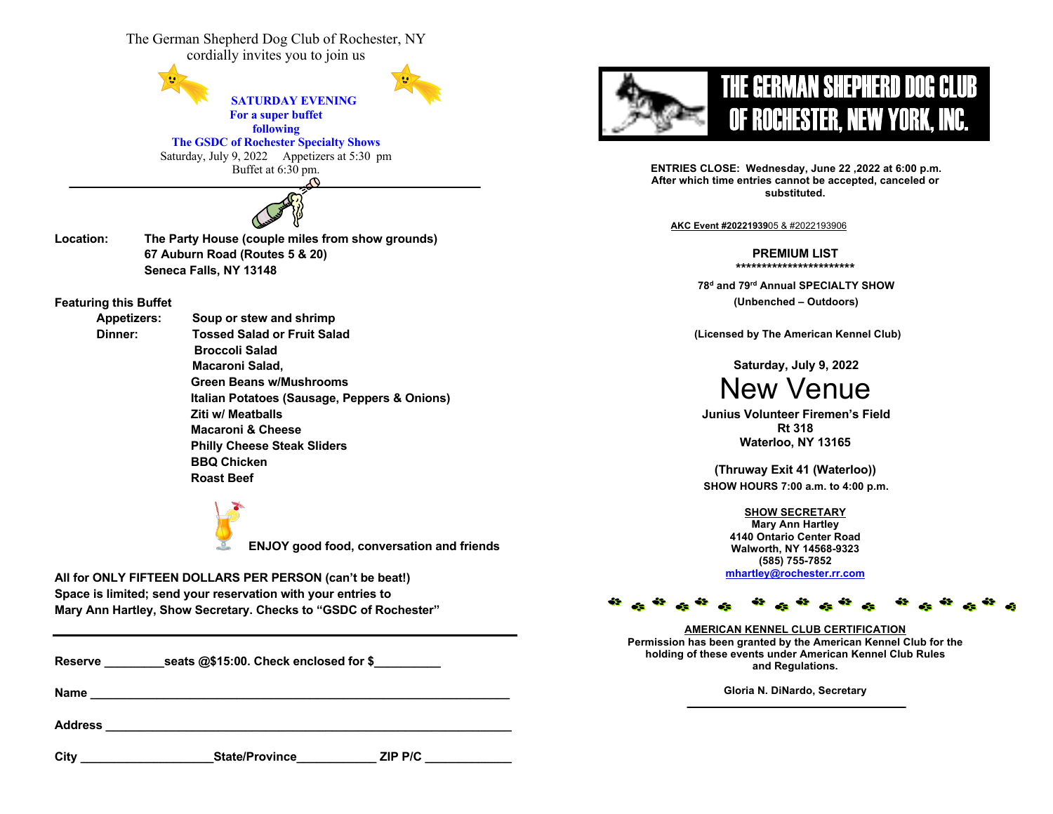The German Shepherd Dog Club of Rochester, NY
cordially invites you to join us

**SATURDAY EVENING**
**For a super buffet**
**following**
**The GSDC of Rochester Specialty Shows**

Saturday, July 9, 2022     Appetizers at 5:30 pm
Buffet at 6:30 pm.

---

**Location:** **The Party House (couple miles from show grounds)**
**67 Auburn Road (Routes 5 & 20)**
**Seneca Falls, NY 13148**

**Featuring this Buffet**

**Appetizers:** **Soup or stew and shrimp**

**Dinner:**
- **Tossed Salad or Fruit Salad**
- **Broccoli Salad**
- **Macaroni Salad,**
- **Green Beans w/Mushrooms**
- **Italian Potatoes (Sausage, Peppers & Onions)**
- **Ziti w/ Meatballs**
- **Macaroni & Cheese**
- **Philly Cheese Steak Sliders**
- **BBQ Chicken**
- **Roast Beef**

**ENJOY good food, conversation and friends**

**All for ONLY FIFTEEN DOLLARS PER PERSON (can't be beat!)**
**Space is limited; send your reservation with your entries to**
**Mary Ann Hartley, Show Secretary. Checks to "GSDC of Rochester"**

---

**Reserve \_\_\_\_\_\_\_\_\_seats @$15:00. Check enclosed for $\_\_\_\_\_\_\_\_\_\_**

**Name \_\_\_\_\_\_\_\_\_\_\_\_\_\_\_\_\_\_\_\_\_\_\_\_\_\_\_\_\_\_\_\_\_\_\_\_\_\_\_\_\_\_\_\_\_\_\_\_\_\_\_\_\_\_\_\_\_\_\_\_\_\_\_**

**Address \_\_\_\_\_\_\_\_\_\_\_\_\_\_\_\_\_\_\_\_\_\_\_\_\_\_\_\_\_\_\_\_\_\_\_\_\_\_\_\_\_\_\_\_\_\_\_\_\_\_\_\_\_\_\_\_\_\_\_\_**

**City \_\_\_\_\_\_\_\_\_\_\_\_\_\_\_\_\_\_\_\_State/Province\_\_\_\_\_\_\_\_\_\_\_\_ ZIP P/C \_\_\_\_\_\_\_\_\_\_\_\_\_**

# THE GERMAN SHEPHERD DOG CLUB OF ROCHESTER, NEW YORK, INC.

**ENTRIES CLOSE: Wednesday, June 22 ,2022 at 6:00 p.m.**
**After which time entries cannot be accepted, canceled or substituted.**

**AKC Event #20221939**05 & #2022193906

## PREMIUM LIST

\*\*\*\*\*\*\*\*\*\*\*\*\*\*\*\*\*\*\*\*\*\*\*\*

**78d and 79rd Annual SPECIALTY SHOW**
**(Unbenched – Outdoors)**

**(Licensed by The American Kennel Club)**

**Saturday, July 9, 2022**

# New Venue

**Junius Volunteer Firemen's Field**
**Rt 318**
**Waterloo, NY 13165**

**(Thruway Exit 41 (Waterloo))**
**SHOW HOURS 7:00 a.m. to 4:00 p.m.**

**SHOW SECRETARY**
**Mary Ann Hartley**
**4140 Ontario Center Road**
**Walworth, NY 14568-9323**
**(585) 755-7852**
**mhartley@rochester.rr.com**

**AMERICAN KENNEL CLUB CERTIFICATION**
**Permission has been granted by the American Kennel Club for the holding of these events under American Kennel Club Rules and Regulations.**

**Gloria N. DiNardo, Secretary**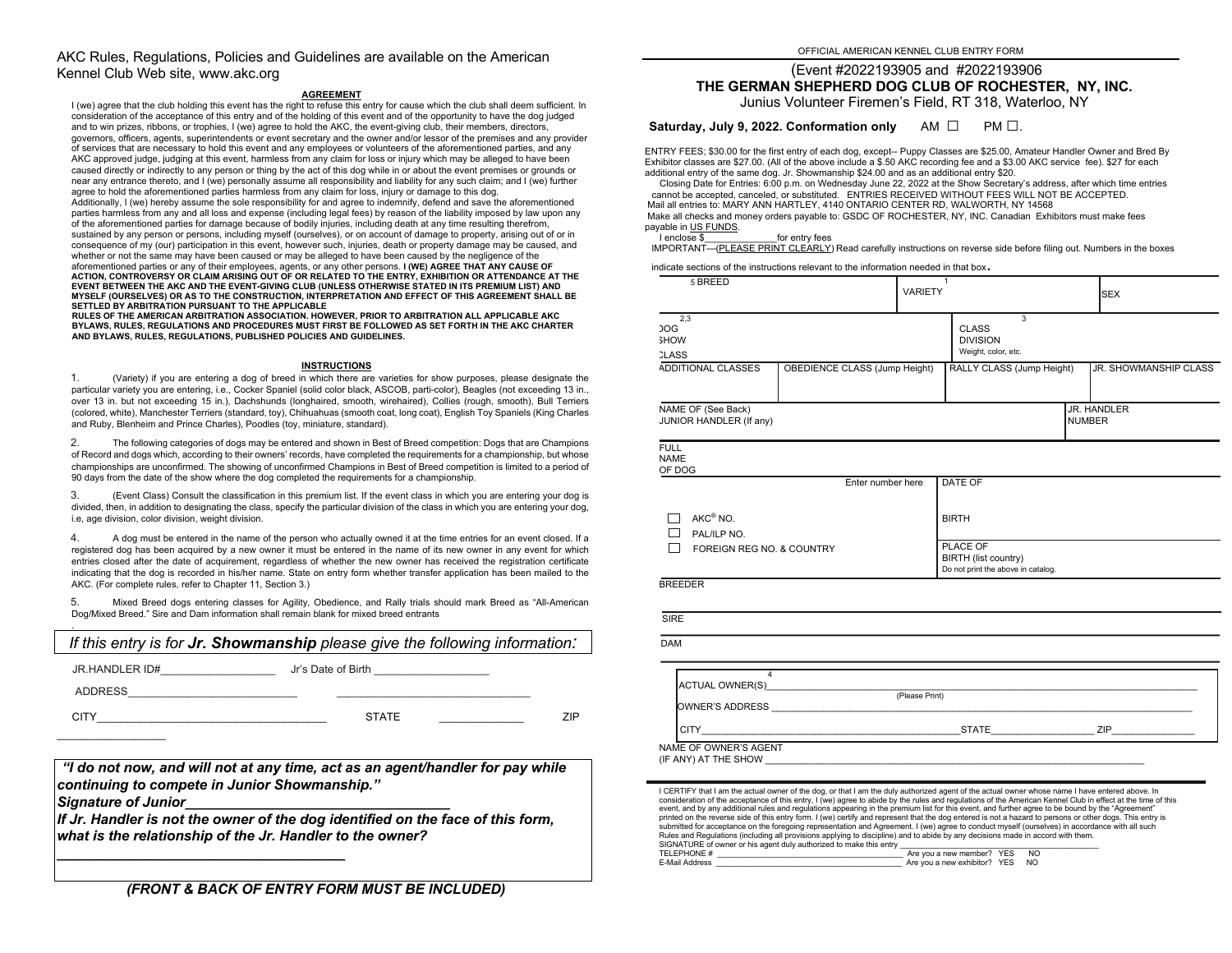AKC Rules, Regulations, Policies and Guidelines are available on the American Kennel Club Web site, www.akc.org

## AGREEMENT

I (we) agree that the club holding this event has the right to refuse this entry for cause which the club shall deem sufficient. In consideration of the acceptance of this entry and of the holding of this event and of the opportunity to have the dog judged and to win prizes, ribbons, or trophies, I (we) agree to hold the AKC, the event-giving club, their members, directors, governors, officers, agents, superintendents or event secretary and the owner and/or lessor of the premises and any provider of services that are necessary to hold this event and any employees or volunteers of the aforementioned parties, and any AKC approved judge, judging at this event, harmless from any claim for loss or injury which may be alleged to have been caused directly or indirectly to any person or thing by the act of this dog while in or about the event premises or grounds or near any entrance thereto, and I (we) personally assume all responsibility and liability for any such claim; and I (we) further agree to hold the aforementioned parties harmless from any claim for loss, injury or damage to this dog.
Additionally, I (we) hereby assume the sole responsibility for and agree to indemnify, defend and save the aforementioned parties harmless from any and all loss and expense (including legal fees) by reason of the liability imposed by law upon any of the aforementioned parties for damage because of bodily injuries, including death at any time resulting therefrom, sustained by any person or persons, including myself (ourselves), or on account of damage to property, arising out of or in consequence of my (our) participation in this event, however such, injuries, death or property damage may be caused, and whether or not the same may have been caused or may be alleged to have been caused by the negligence of the aforementioned parties or any of their employees, agents, or any other persons. **I (WE) AGREE THAT ANY CAUSE OF ACTION, CONTROVERSY OR CLAIM ARISING OUT OF OR RELATED TO THE ENTRY, EXHIBITION OR ATTENDANCE AT THE EVENT BETWEEN THE AKC AND THE EVENT-GIVING CLUB (UNLESS OTHERWISE STATED IN ITS PREMIUM LIST) AND MYSELF (OURSELVES) OR AS TO THE CONSTRUCTION, INTERPRETATION AND EFFECT OF THIS AGREEMENT SHALL BE SETTLED BY ARBITRATION PURSUANT TO THE APPLICABLE**
**RULES OF THE AMERICAN ARBITRATION ASSOCIATION. HOWEVER, PRIOR TO ARBITRATION ALL APPLICABLE AKC BYLAWS, RULES, REGULATIONS AND PROCEDURES MUST FIRST BE FOLLOWED AS SET FORTH IN THE AKC CHARTER AND BYLAWS, RULES, REGULATIONS, PUBLISHED POLICIES AND GUIDELINES.**

## INSTRUCTIONS

1. (Variety) if you are entering a dog of breed in which there are varieties for show purposes, please designate the particular variety you are entering, i.e., Cocker Spaniel (solid color black, ASCOB, parti-color), Beagles (not exceeding 13 in., over 13 in. but not exceeding 15 in.), Dachshunds (longhaired, smooth, wirehaired), Collies (rough, smooth), Bull Terriers (colored, white), Manchester Terriers (standard, toy), Chihuahuas (smooth coat, long coat), English Toy Spaniels (King Charles and Ruby, Blenheim and Prince Charles), Poodles (toy, miniature, standard).

2. The following categories of dogs may be entered and shown in Best of Breed competition: Dogs that are Champions of Record and dogs which, according to their owners' records, have completed the requirements for a championship, but whose championships are unconfirmed. The showing of unconfirmed Champions in Best of Breed competition is limited to a period of 90 days from the date of the show where the dog completed the requirements for a championship.

3. (Event Class) Consult the classification in this premium list. If the event class in which you are entering your dog is divided, then, in addition to designating the class, specify the particular division of the class in which you are entering your dog, i.e, age division, color division, weight division.

4. A dog must be entered in the name of the person who actually owned it at the time entries for an event closed. If a registered dog has been acquired by a new owner it must be entered in the name of its new owner in any event for which entries closed after the date of acquirement, regardless of whether the new owner has received the registration certificate indicating that the dog is recorded in his/her name. State on entry form whether transfer application has been mailed to the AKC. (For complete rules, refer to Chapter 11, Section 3.)

5. Mixed Breed dogs entering classes for Agility, Obedience, and Rally trials should mark Breed as "All-American Dog/Mixed Breed." Sire and Dam information shall remain blank for mixed breed entrants

*If this entry is for **Jr. Showmanship** please give the following information:*

JR.HANDLER ID#__________________ Jr's Date of Birth __________________

ADDRESS___________________________ _______________________________

CITY____________________________________ STATE _____________ ZIP _________________

***"I do not now, and will not at any time, act as an agent/handler for pay while continuing to compete in Junior Showmanship."***
***Signature of Junior___________________________________***
***If Jr. Handler is not the owner of the dog identified on the face of this form, what is the relationship of the Jr. Handler to the owner?***
***____________________________________***

***(FRONT & BACK OF ENTRY FORM MUST BE INCLUDED)***

OFFICIAL AMERICAN KENNEL CLUB ENTRY FORM

(Event #2022193905 and #2022193906
**THE GERMAN SHEPHERD DOG CLUB OF ROCHESTER, NY, INC.**
Junius Volunteer Firemen's Field, RT 318, Waterloo, NY

**Saturday, July 9, 2022. Conformation only** AM ☐ PM ☐.

ENTRY FEES; $30.00 for the first entry of each dog, except-- Puppy Classes are $25.00, Amateur Handler Owner and Bred By Exhibitor classes are $27.00. (All of the above include a $.50 AKC recording fee and a $3.00 AKC service fee). $27 for each additional entry of the same dog. Jr. Showmanship $24.00 and as an additional entry $20.
Closing Date for Entries: 6:00 p.m. on Wednesday June 22, 2022 at the Show Secretary's address, after which time entries cannot be accepted, canceled, or substituted. ENTRIES RECEIVED WITHOUT FEES WILL NOT BE ACCEPTED.
Mail all entries to: MARY ANN HARTLEY, 4140 ONTARIO CENTER RD, WALWORTH, NY 14568
Make all checks and money orders payable to: GSDC OF ROCHESTER, NY, INC. Canadian Exhibitors must make fees payable in US FUNDS.
I enclose $______________for entry fees
IMPORTANT—(PLEASE PRINT CLEARLY) Read carefully instructions on reverse side before filing out. Numbers in the boxes indicate sections of the instructions relevant to the information needed in that box.

| | | | |
|---|---|---|---|
| 5 BREED | 1 VARIETY | | SEX |
| 2,3 DOG SHOW CLASS | | 3 CLASS DIVISION Weight, color, etc. | |
| ADDITIONAL CLASSES | OBEDIENCE CLASS (Jump Height) | RALLY CLASS (Jump Height) | JR. SHOWMANSHIP CLASS |
| NAME OF (See Back) JUNIOR HANDLER (If any) | | | JR. HANDLER NUMBER |
| FULL NAME OF DOG | | | |
| Enter number here<br>☐ AKC® NO.<br>☐ PAL/ILP NO.<br>☐ FOREIGN REG NO. & COUNTRY | | DATE OF BIRTH<br>PLACE OF BIRTH (list country)<br>Do not print the above in catalog. | |
| BREEDER | | | |
| SIRE | | | |
| DAM | | | |

4
ACTUAL OWNER(S)_______________________________________________________________
(Please Print)
OWNER'S ADDRESS _______________________________________________________________
CITY_______________________________________STATE__________________ ZIP_______________

NAME OF OWNER'S AGENT
(IF ANY) AT THE SHOW ________________________________________________________________

I CERTIFY that I am the actual owner of the dog, or that I am the duly authorized agent of the actual owner whose name I have entered above. In consideration of the acceptance of this entry, I (we) agree to abide by the rules and regulations of the American Kennel Club in effect at the time of this event, and by any additional rules and regulations appearing in the premium list for this event, and further agree to be bound by the "Agreement" printed on the reverse side of this entry form. I (we) certify and represent that the dog entered is not a hazard to persons or other dogs. This entry is submitted for acceptance on the foregoing representation and Agreement. I (we) agree to conduct myself (ourselves) in accordance with all such Rules and Regulations (including all provisions applying to discipline) and to abide by any decisions made in accord with them.
SIGNATURE of owner or his agent duly authorized to make this entry ____________________________________
TELEPHONE # ________________________________________ Are you a new member? YES NO
E-Mail Address ________________________________________ Are you a new exhibitor? YES NO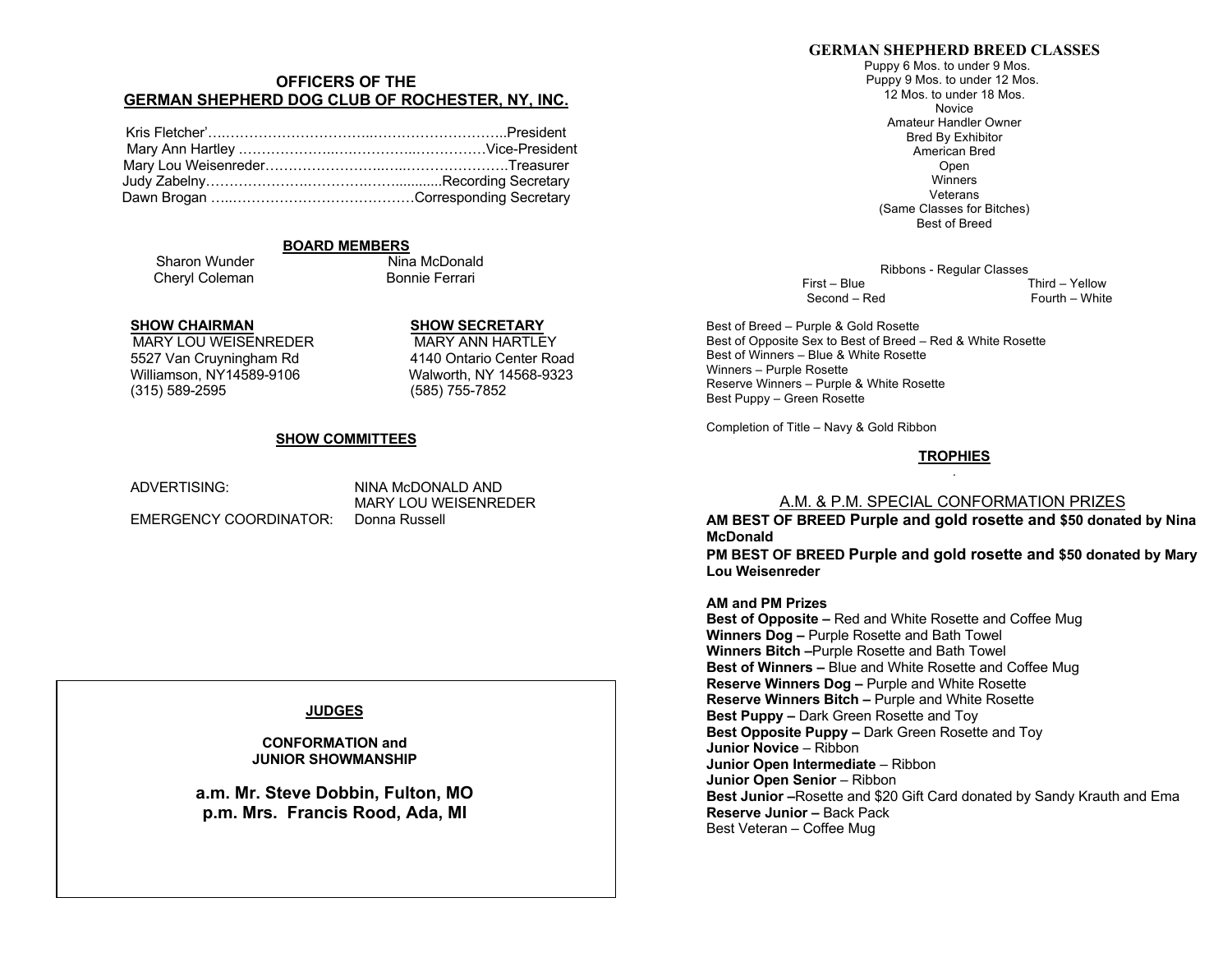## OFFICERS OF THE GERMAN SHEPHERD DOG CLUB OF ROCHESTER, NY, INC.

Kris Fletcher'……………………………..………………………..President
Mary Ann Hartley ………………..…………..……………Vice-President
Mary Lou Weisenreder………………………..…..………………….Treasurer
Judy Zabelny…………………..………..……............Recording Secretary
Dawn Brogan …..…………………………………Corresponding Secretary

### BOARD MEMBERS

| | |
|---|---|
| Sharon Wunder | Nina McDonald |
| Cheryl Coleman | Bonnie Ferrari |

| SHOW CHAIRMAN | SHOW SECRETARY |
|---|---|
| MARY LOU WEISENREDER | MARY ANN HARTLEY |
| 5527 Van Cruyningham Rd | 4140 Ontario Center Road |
| Williamson, NY14589-9106 | Walworth, NY 14568-9323 |
| (315) 589-2595 | (585) 755-7852 |

### SHOW COMMITTEES

| | |
|---|---|
| ADVERTISING: | NINA McDONALD AND MARY LOU WEISENREDER |
| EMERGENCY COORDINATOR: | Donna Russell |

### JUDGES

**CONFORMATION and JUNIOR SHOWMANSHIP**

**a.m. Mr. Steve Dobbin, Fulton, MO**
**p.m. Mrs. Francis Rood, Ada, MI**

## GERMAN SHEPHERD BREED CLASSES

Puppy 6 Mos. to under 9 Mos.
Puppy 9 Mos. to under 12 Mos.
12 Mos. to under 18 Mos.
Novice
Amateur Handler Owner
Bred By Exhibitor
American Bred
Open
Winners
Veterans
(Same Classes for Bitches)
Best of Breed

Ribbons - Regular Classes

| | |
|---|---|
| First – Blue | Third – Yellow |
| Second – Red | Fourth – White |

Best of Breed – Purple & Gold Rosette
Best of Opposite Sex to Best of Breed – Red & White Rosette
Best of Winners – Blue & White Rosette
Winners – Purple Rosette
Reserve Winners – Purple & White Rosette
Best Puppy – Green Rosette

Completion of Title – Navy & Gold Ribbon

### TROPHIES

A.M. & P.M. SPECIAL CONFORMATION PRIZES

**AM BEST OF BREED Purple and gold rosette and $50 donated by Nina McDonald**

**PM BEST OF BREED Purple and gold rosette and $50 donated by Mary Lou Weisenreder**

**AM and PM Prizes**
**Best of Opposite –** Red and White Rosette and Coffee Mug
**Winners Dog –** Purple Rosette and Bath Towel
**Winners Bitch –**Purple Rosette and Bath Towel
**Best of Winners –** Blue and White Rosette and Coffee Mug
**Reserve Winners Dog –** Purple and White Rosette
**Reserve Winners Bitch –** Purple and White Rosette
**Best Puppy –** Dark Green Rosette and Toy
**Best Opposite Puppy –** Dark Green Rosette and Toy
**Junior Novice** – Ribbon
**Junior Open Intermediate** – Ribbon
**Junior Open Senior** – Ribbon
**Best Junior –**Rosette and $20 Gift Card donated by Sandy Krauth and Ema
**Reserve Junior –** Back Pack
Best Veteran – Coffee Mug